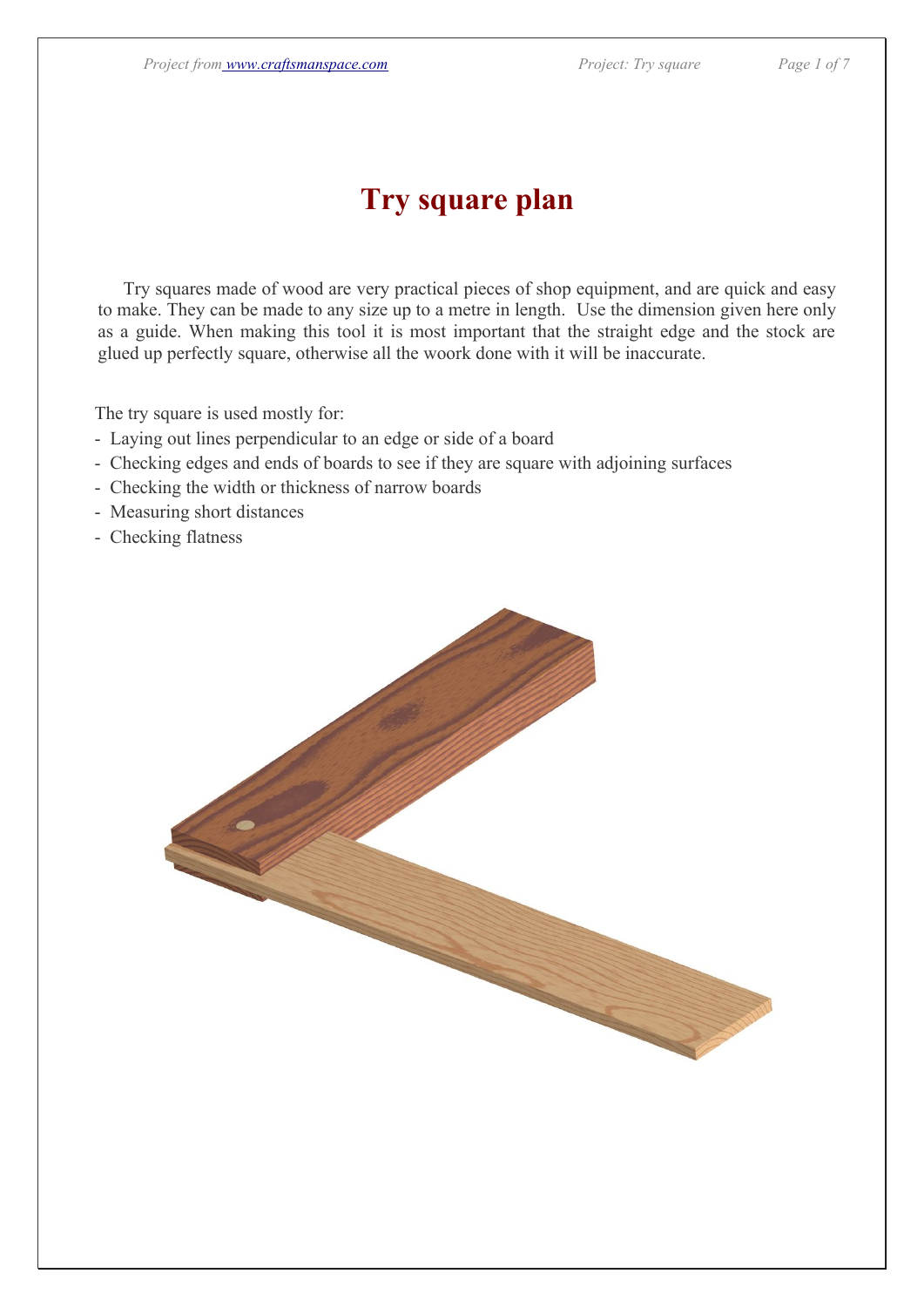# Try square plan

Try squares made of wood are very practical pieces of shop equipment, and are quick and easy to make. They can be made to any size up to a metre in length. Use the dimension given here only as a guide. When making this tool it is most important that the straight edge and the stock are glued up perfectly square, otherwise all the woork done with it will be inaccurate.

The try square is used mostly for:

- Laying out lines perpendicular to an edge or side of a board
- Checking edges and ends of boards to see if they are square with adjoining surfaces
- Checking the width or thickness of narrow boards
- Measuring short distances
- Checking flatness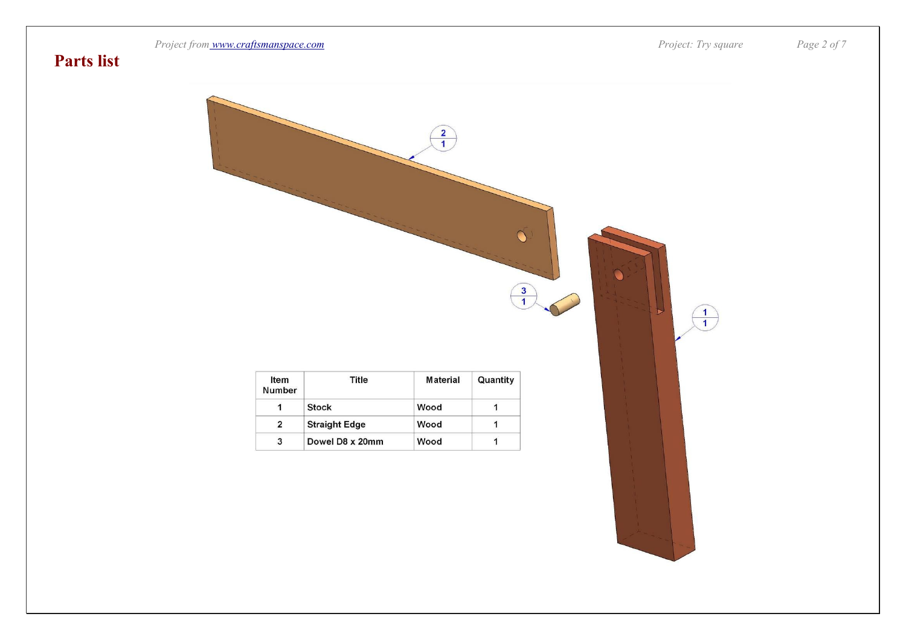# Parts list

| Item Number | Title | Material | Quantity |
|---|---|---|---|
| 1 | Stock | Wood | 1 |
| 2 | Straight Edge | Wood | 1 |
| 3 | Dowel D8 x 20mm | Wood | 1 |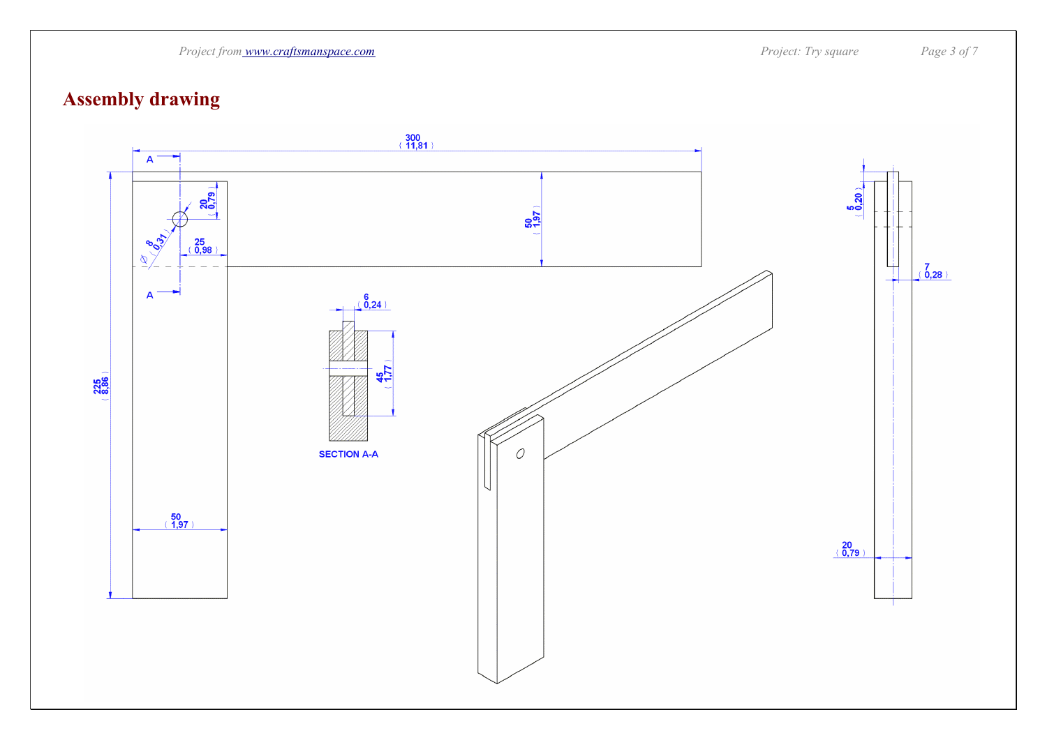## Assembly drawing

300 ( 11,81 )

A

A

20 ( 0,79 )

∅ 8 ( 0,31 )

25 ( 0,98 )

50 ( 1,97 )

225 ( 8,86 )

50 ( 1,97 )

6 ( 0,24 )

45 ( 1,77 )

SECTION A-A

5 ( 0,20 )

7 ( 0,28 )

20 ( 0,79 )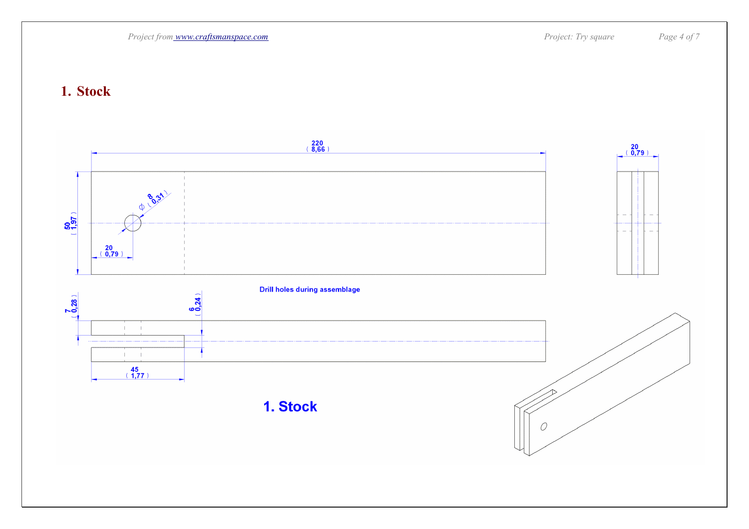# 1. Stock

220 (8,66)

20 (0,79)

50 (1,97)

⌀ 8 (0,31)

20 (0,79)

Drill holes during assemblage

7 (0,28)

6 (0,24)

45 (1,77)

**1. Stock**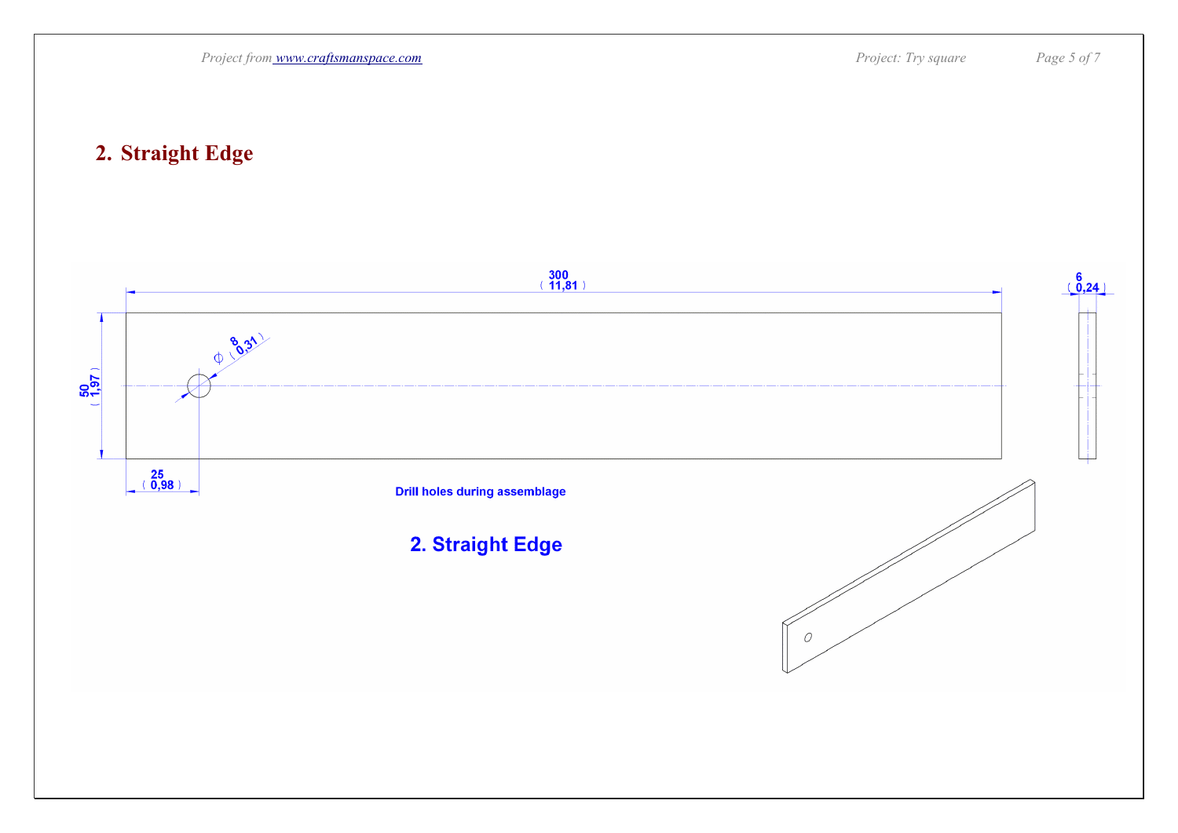## 2. Straight Edge

300 (11,81)

6 (0,24)

50 (1,97)

Φ 8 (0,31)

25 (0,98)

Drill holes during assemblage

**2. Straight Edge**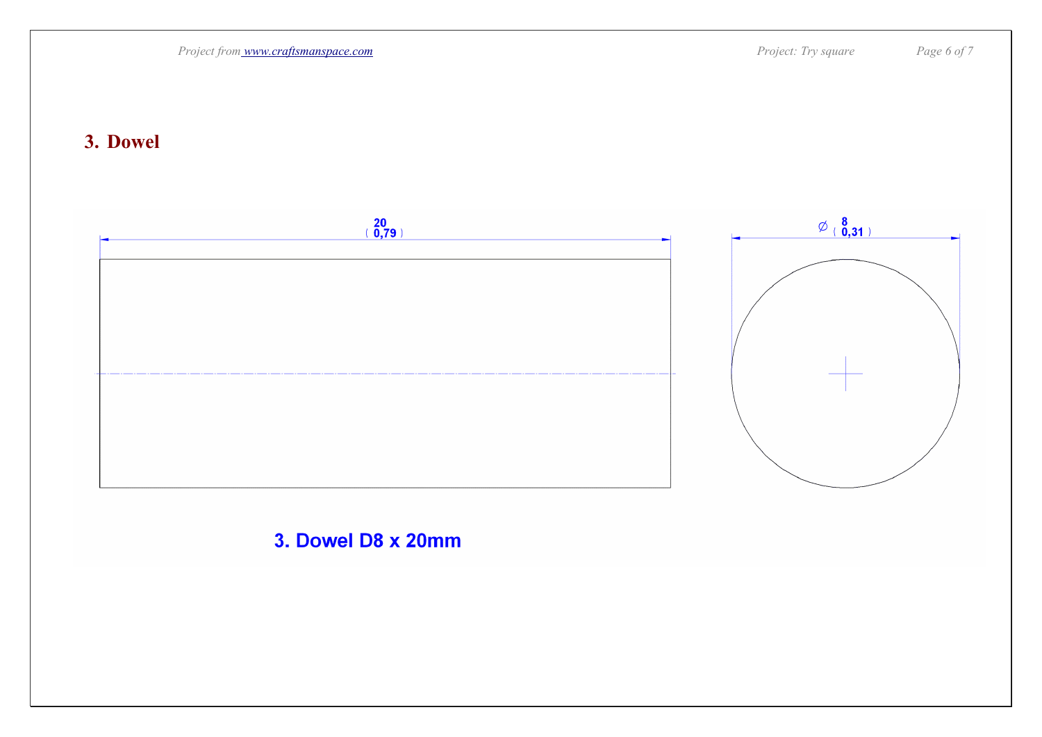## 3. Dowel

20
( 0,79 )

∅ 8
( 0,31 )

**3. Dowel D8 x 20mm**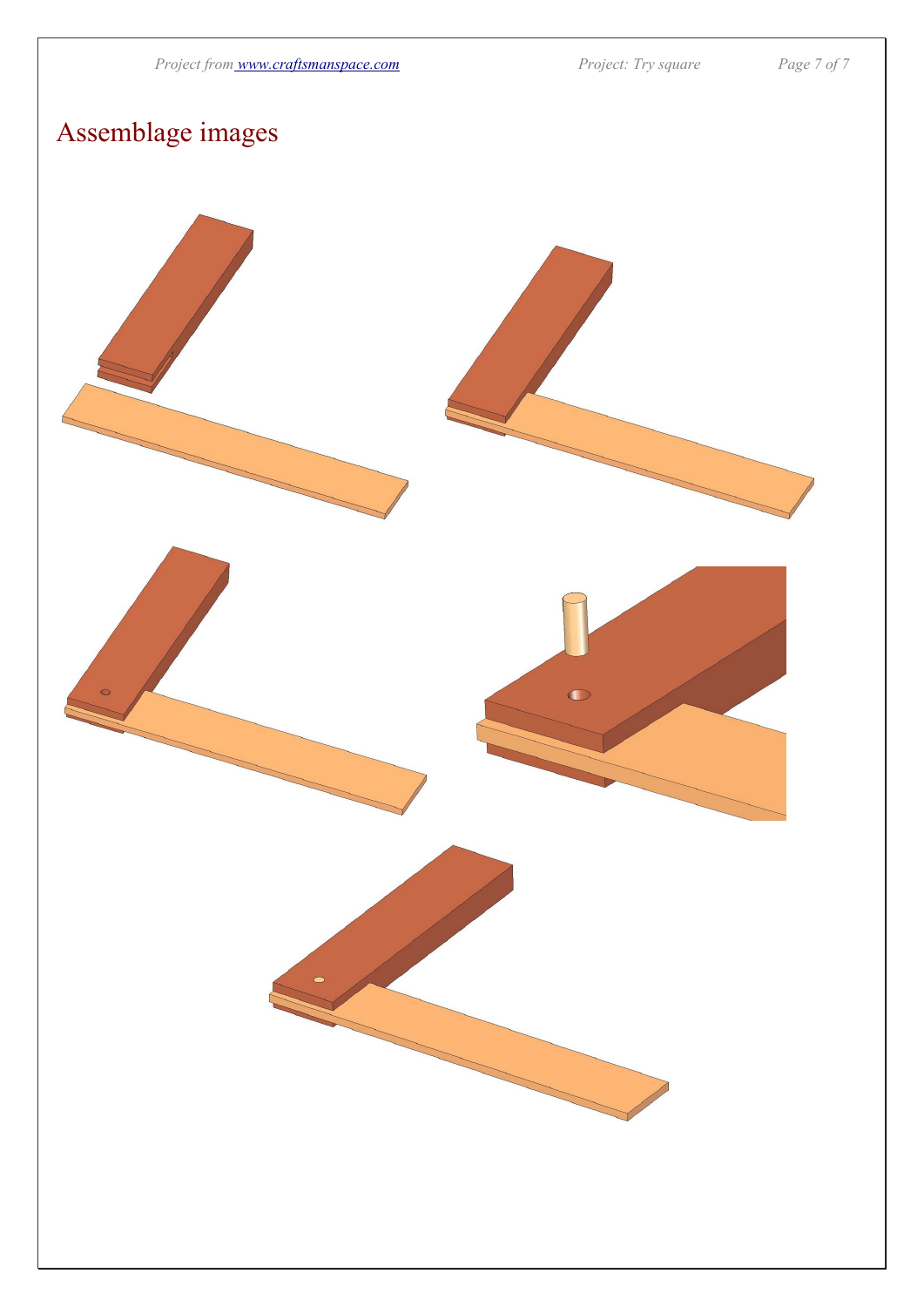# Assemblage images